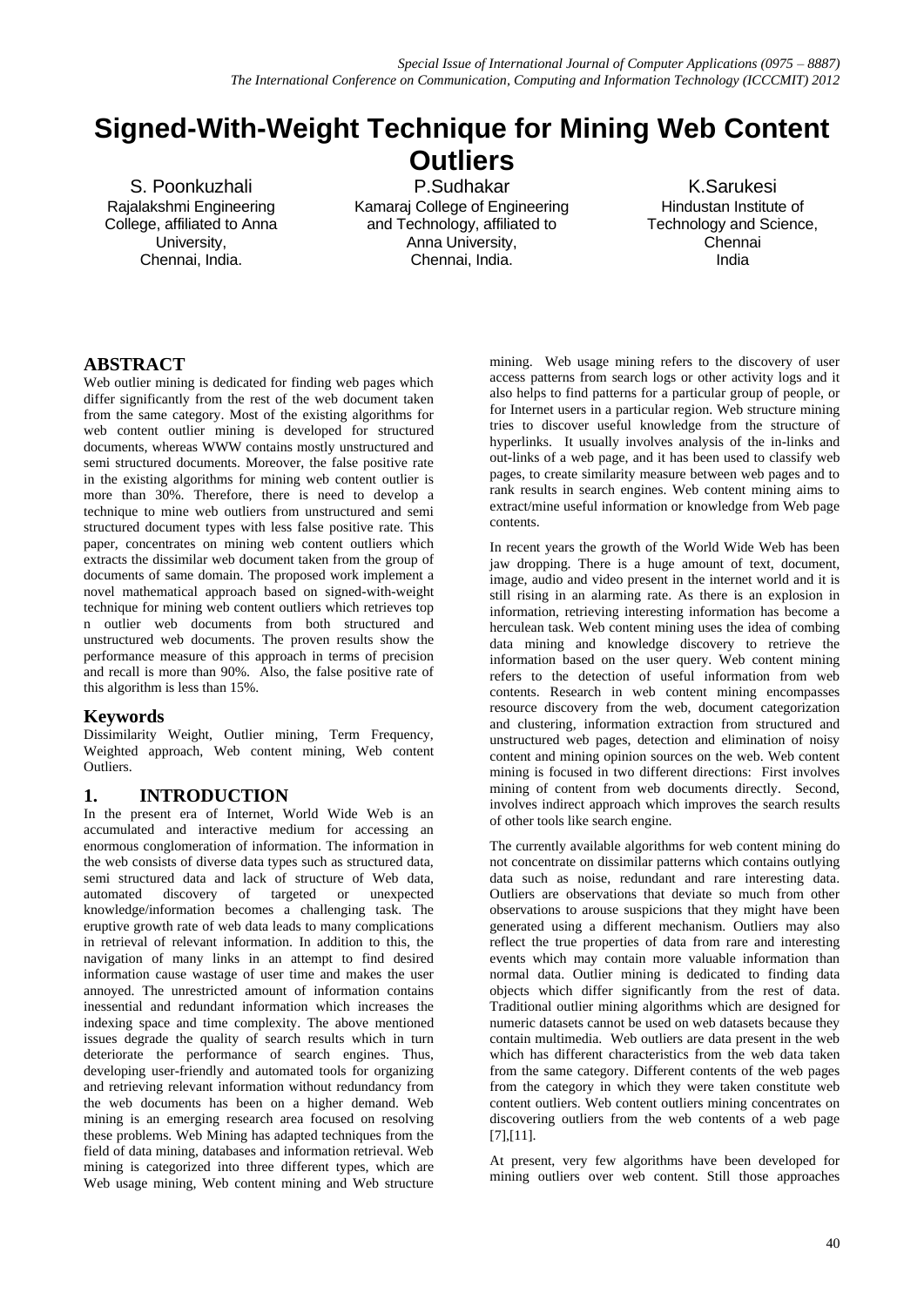# Signed-With-Weight Technique for Mining Web Content Outliers

S. Poonkuzhali
Rajalakshmi Engineering College, affiliated to Anna University, Chennai, India.

P.Sudhakar
Kamaraj College of Engineering and Technology, affiliated to Anna University, Chennai, India.

K.Sarukesi
Hindustan Institute of Technology and Science, Chennai India

## ABSTRACT

Web outlier mining is dedicated for finding web pages which differ significantly from the rest of the web document taken from the same category. Most of the existing algorithms for web content outlier mining is developed for structured documents, whereas WWW contains mostly unstructured and semi structured documents. Moreover, the false positive rate in the existing algorithms for mining web content outlier is more than 30%. Therefore, there is need to develop a technique to mine web outliers from unstructured and semi structured document types with less false positive rate. This paper, concentrates on mining web content outliers which extracts the dissimilar web document taken from the group of documents of same domain. The proposed work implement a novel mathematical approach based on signed-with-weight technique for mining web content outliers which retrieves top n outlier web documents from both structured and unstructured web documents. The proven results show the performance measure of this approach in terms of precision and recall is more than 90%. Also, the false positive rate of this algorithm is less than 15%.

## Keywords

Dissimilarity Weight, Outlier mining, Term Frequency, Weighted approach, Web content mining, Web content Outliers.

## 1. INTRODUCTION

In the present era of Internet, World Wide Web is an accumulated and interactive medium for accessing an enormous conglomeration of information. The information in the web consists of diverse data types such as structured data, semi structured data and lack of structure of Web data, automated discovery of targeted or unexpected knowledge/information becomes a challenging task. The eruptive growth rate of web data leads to many complications in retrieval of relevant information. In addition to this, the navigation of many links in an attempt to find desired information cause wastage of user time and makes the user annoyed. The unrestricted amount of information contains inessential and redundant information which increases the indexing space and time complexity. The above mentioned issues degrade the quality of search results which in turn deteriorate the performance of search engines. Thus, developing user-friendly and automated tools for organizing and retrieving relevant information without redundancy from the web documents has been on a higher demand. Web mining is an emerging research area focused on resolving these problems. Web Mining has adapted techniques from the field of data mining, databases and information retrieval. Web mining is categorized into three different types, which are Web usage mining, Web content mining and Web structure mining. Web usage mining refers to the discovery of user access patterns from search logs or other activity logs and it also helps to find patterns for a particular group of people, or for Internet users in a particular region. Web structure mining tries to discover useful knowledge from the structure of hyperlinks. It usually involves analysis of the in-links and out-links of a web page, and it has been used to classify web pages, to create similarity measure between web pages and to rank results in search engines. Web content mining aims to extract/mine useful information or knowledge from Web page contents.

In recent years the growth of the World Wide Web has been jaw dropping. There is a huge amount of text, document, image, audio and video present in the internet world and it is still rising in an alarming rate. As there is an explosion in information, retrieving interesting information has become a herculean task. Web content mining uses the idea of combing data mining and knowledge discovery to retrieve the information based on the user query. Web content mining refers to the detection of useful information from web contents. Research in web content mining encompasses resource discovery from the web, document categorization and clustering, information extraction from structured and unstructured web pages, detection and elimination of noisy content and mining opinion sources on the web. Web content mining is focused in two different directions: First involves mining of content from web documents directly. Second, involves indirect approach which improves the search results of other tools like search engine.

The currently available algorithms for web content mining do not concentrate on dissimilar patterns which contains outlying data such as noise, redundant and rare interesting data. Outliers are observations that deviate so much from other observations to arouse suspicions that they might have been generated using a different mechanism. Outliers may also reflect the true properties of data from rare and interesting events which may contain more valuable information than normal data. Outlier mining is dedicated to finding data objects which differ significantly from the rest of data. Traditional outlier mining algorithms which are designed for numeric datasets cannot be used on web datasets because they contain multimedia. Web outliers are data present in the web which has different characteristics from the web data taken from the same category. Different contents of the web pages from the category in which they were taken constitute web content outliers. Web content outliers mining concentrates on discovering outliers from the web contents of a web page [7],[11].

At present, very few algorithms have been developed for mining outliers over web content. Still those approaches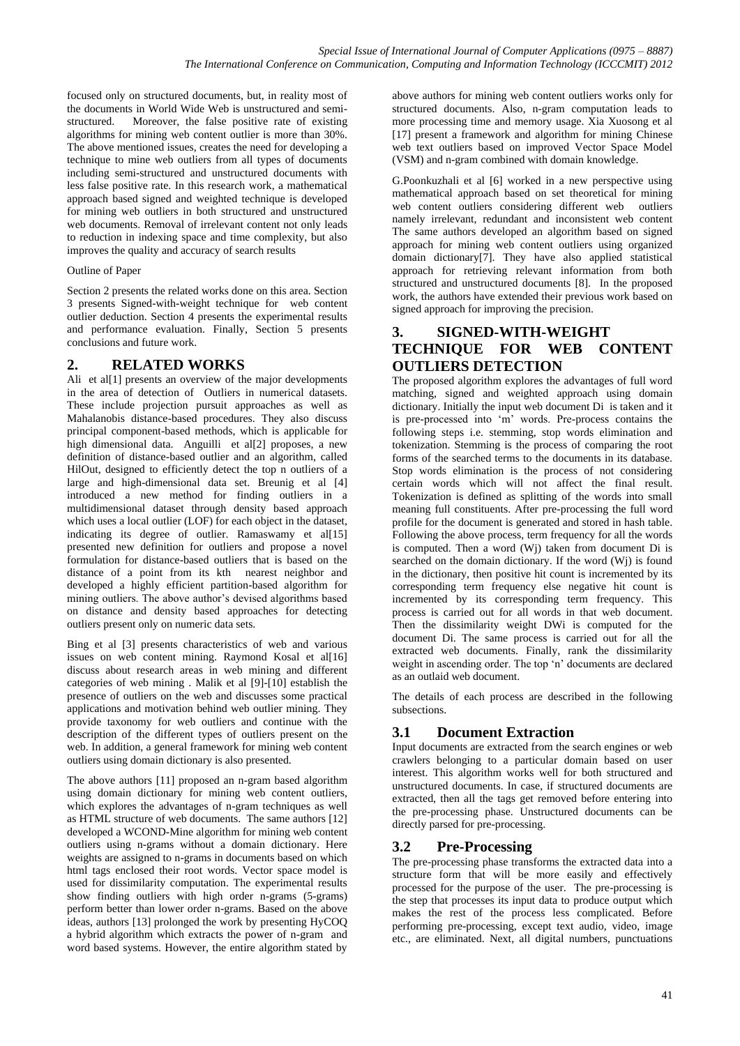focused only on structured documents, but, in reality most of the documents in World Wide Web is unstructured and semi-structured. Moreover, the false positive rate of existing algorithms for mining web content outlier is more than 30%. The above mentioned issues, creates the need for developing a technique to mine web outliers from all types of documents including semi-structured and unstructured documents with less false positive rate. In this research work, a mathematical approach based signed and weighted technique is developed for mining web outliers in both structured and unstructured web documents. Removal of irrelevant content not only leads to reduction in indexing space and time complexity, but also improves the quality and accuracy of search results

Outline of Paper

Section 2 presents the related works done on this area. Section 3 presents Signed-with-weight technique for web content outlier deduction. Section 4 presents the experimental results and performance evaluation. Finally, Section 5 presents conclusions and future work.

## 2. RELATED WORKS

Ali et al[1] presents an overview of the major developments in the area of detection of Outliers in numerical datasets. These include projection pursuit approaches as well as Mahalanobis distance-based procedures. They also discuss principal component-based methods, which is applicable for high dimensional data. Anguilli et al[2] proposes, a new definition of distance-based outlier and an algorithm, called HilOut, designed to efficiently detect the top n outliers of a large and high-dimensional data set. Breunig et al [4] introduced a new method for finding outliers in a multidimensional dataset through density based approach which uses a local outlier (LOF) for each object in the dataset, indicating its degree of outlier. Ramaswamy et al[15] presented new definition for outliers and propose a novel formulation for distance-based outliers that is based on the distance of a point from its kth nearest neighbor and developed a highly efficient partition-based algorithm for mining outliers. The above author's devised algorithms based on distance and density based approaches for detecting outliers present only on numeric data sets.

Bing et al [3] presents characteristics of web and various issues on web content mining. Raymond Kosal et al[16] discuss about research areas in web mining and different categories of web mining . Malik et al [9]-[10] establish the presence of outliers on the web and discusses some practical applications and motivation behind web outlier mining. They provide taxonomy for web outliers and continue with the description of the different types of outliers present on the web. In addition, a general framework for mining web content outliers using domain dictionary is also presented.

The above authors [11] proposed an n-gram based algorithm using domain dictionary for mining web content outliers, which explores the advantages of n-gram techniques as well as HTML structure of web documents. The same authors [12] developed a WCOND-Mine algorithm for mining web content outliers using n-grams without a domain dictionary. Here weights are assigned to n-grams in documents based on which html tags enclosed their root words. Vector space model is used for dissimilarity computation. The experimental results show finding outliers with high order n-grams (5-grams) perform better than lower order n-grams. Based on the above ideas, authors [13] prolonged the work by presenting HyCOQ a hybrid algorithm which extracts the power of n-gram and word based systems. However, the entire algorithm stated by above authors for mining web content outliers works only for structured documents. Also, n-gram computation leads to more processing time and memory usage. Xia Xuosong et al [17] present a framework and algorithm for mining Chinese web text outliers based on improved Vector Space Model (VSM) and n-gram combined with domain knowledge.

G.Poonkuzhali et al [6] worked in a new perspective using mathematical approach based on set theoretical for mining web content outliers considering different web outliers namely irrelevant, redundant and inconsistent web content The same authors developed an algorithm based on signed approach for mining web content outliers using organized domain dictionary[7]. They have also applied statistical approach for retrieving relevant information from both structured and unstructured documents [8]. In the proposed work, the authors have extended their previous work based on signed approach for improving the precision.

## 3. SIGNED-WITH-WEIGHT TECHNIQUE FOR WEB CONTENT OUTLIERS DETECTION

The proposed algorithm explores the advantages of full word matching, signed and weighted approach using domain dictionary. Initially the input web document Di is taken and it is pre-processed into 'm' words. Pre-process contains the following steps i.e. stemming, stop words elimination and tokenization. Stemming is the process of comparing the root forms of the searched terms to the documents in its database. Stop words elimination is the process of not considering certain words which will not affect the final result. Tokenization is defined as splitting of the words into small meaning full constituents. After pre-processing the full word profile for the document is generated and stored in hash table. Following the above process, term frequency for all the words is computed. Then a word (Wj) taken from document Di is searched on the domain dictionary. If the word (Wj) is found in the dictionary, then positive hit count is incremented by its corresponding term frequency else negative hit count is incremented by its corresponding term frequency. This process is carried out for all words in that web document. Then the dissimilarity weight DWi is computed for the document Di. The same process is carried out for all the extracted web documents. Finally, rank the dissimilarity weight in ascending order. The top 'n' documents are declared as an outlaid web document.

The details of each process are described in the following subsections.

### 3.1 Document Extraction

Input documents are extracted from the search engines or web crawlers belonging to a particular domain based on user interest. This algorithm works well for both structured and unstructured documents. In case, if structured documents are extracted, then all the tags get removed before entering into the pre-processing phase. Unstructured documents can be directly parsed for pre-processing.

### 3.2 Pre-Processing

The pre-processing phase transforms the extracted data into a structure form that will be more easily and effectively processed for the purpose of the user. The pre-processing is the step that processes its input data to produce output which makes the rest of the process less complicated. Before performing pre-processing, except text audio, video, image etc., are eliminated. Next, all digital numbers, punctuations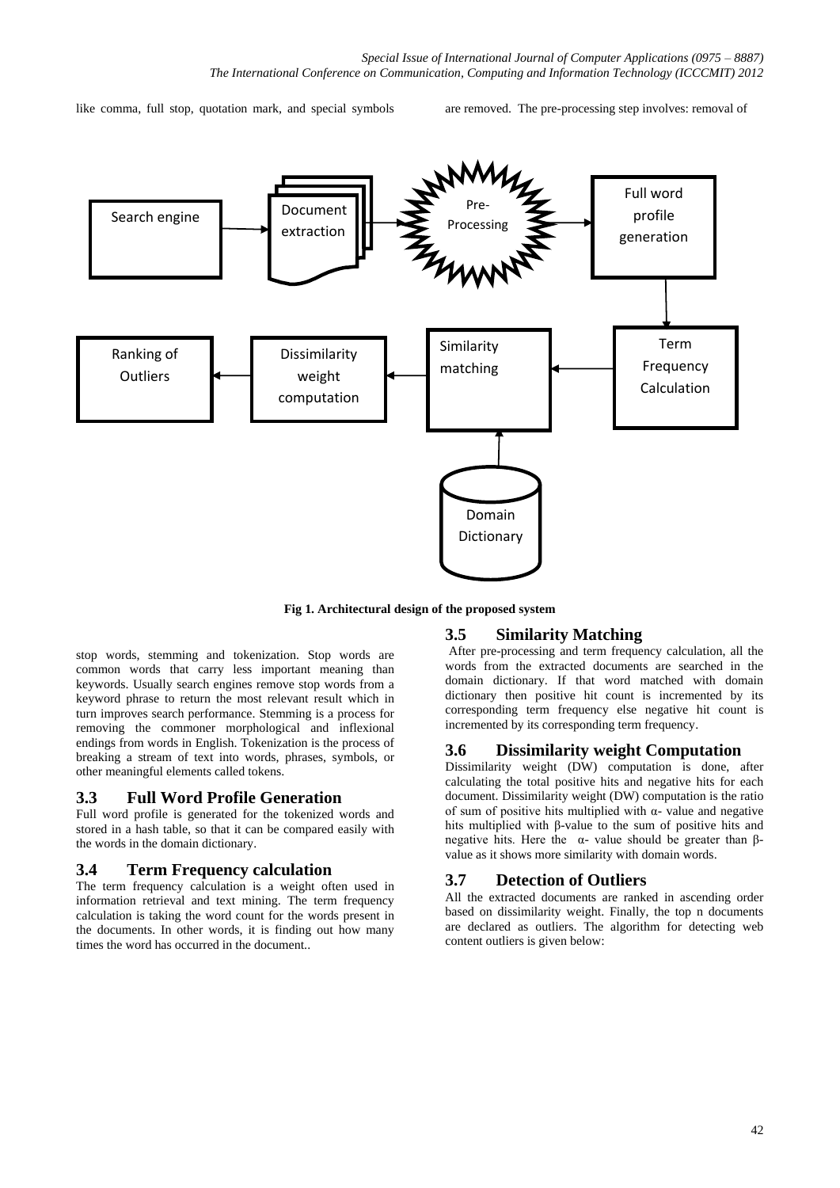like comma, full stop, quotation mark, and special symbols are removed. The pre-processing step involves: removal of stop words, stemming and tokenization. Stop words are common words that carry less important meaning than keywords. Usually search engines remove stop words from a keyword phrase to return the most relevant result which in turn improves search performance. Stemming is a process for removing the commoner morphological and inflexional endings from words in English. Tokenization is the process of breaking a stream of text into words, phrases, symbols, or other meaningful elements called tokens.

**Fig 1. Architectural design of the proposed system**

## 3.3 Full Word Profile Generation

Full word profile is generated for the tokenized words and stored in a hash table, so that it can be compared easily with the words in the domain dictionary.

## 3.4 Term Frequency calculation

The term frequency calculation is a weight often used in information retrieval and text mining. The term frequency calculation is taking the word count for the words present in the documents. In other words, it is finding out how many times the word has occurred in the document..

## 3.5 Similarity Matching

After pre-processing and term frequency calculation, all the words from the extracted documents are searched in the domain dictionary. If that word matched with domain dictionary then positive hit count is incremented by its corresponding term frequency else negative hit count is incremented by its corresponding term frequency.

## 3.6 Dissimilarity weight Computation

Dissimilarity weight (DW) computation is done, after calculating the total positive hits and negative hits for each document. Dissimilarity weight (DW) computation is the ratio of sum of positive hits multiplied with $\alpha$- value and negative hits multiplied with $\beta$-value to the sum of positive hits and negative hits. Here the $\alpha$- value should be greater than $\beta$-value as it shows more similarity with domain words.

## 3.7 Detection of Outliers

All the extracted documents are ranked in ascending order based on dissimilarity weight. Finally, the top n documents are declared as outliers. The algorithm for detecting web content outliers is given below: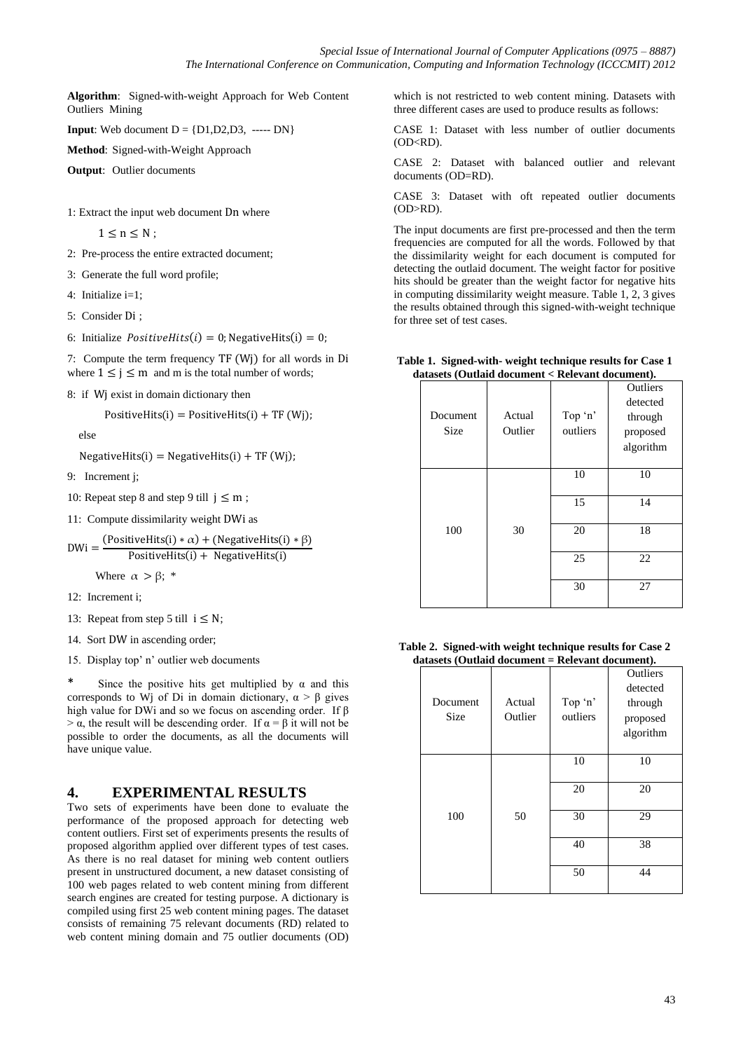**Algorithm**: Signed-with-weight Approach for Web Content Outliers Mining

**Input**: Web document D = {D1,D2,D3, ----- DN}

**Method**: Signed-with-Weight Approach

**Output**: Outlier documents

1: Extract the input web document $\mathrm{Dn}$ where

$1 \leq n \leq N$ ;

2: Pre-process the entire extracted document;

3: Generate the full word profile;

4: Initialize i=1;

5: Consider $\mathrm{Di}$ ;

6: Initialize $PositiveHits(i) = 0; \mathrm{NegativeHits(i)} = 0;$

7: Compute the term frequency $\mathrm{TF\ (Wj)}$ for all words in $\mathrm{Di}$ where $1 \leq j \leq m$ and m is the total number of words;

8: if $\mathrm{Wj}$ exist in domain dictionary then

$\mathrm{PositiveHits(i)} = \mathrm{PositiveHits(i)} + \mathrm{TF\ (Wj)};$

else

$\mathrm{NegativeHits(i)} = \mathrm{NegativeHits(i)} + \mathrm{TF\ (Wj)};$

9: Increment j;

10: Repeat step 8 and step 9 till $j \leq m$ ;

11: Compute dissimilarity weight $\mathrm{DWi}$ as

$$\mathrm{DWi} = \frac{(\mathrm{PositiveHits(i)} * \alpha) + (\mathrm{NegativeHits(i)} * \beta)}{\mathrm{PositiveHits(i)} + \mathrm{NegativeHits(i)}}$$

Where $\alpha > \beta$; *

12: Increment i;

13: Repeat from step 5 till $i \leq N$;

14. Sort DW in ascending order;

15. Display top' n' outlier web documents

\* Since the positive hits get multiplied by α and this corresponds to Wj of Di in domain dictionary, α > β gives high value for DWi and so we focus on ascending order. If β > α, the result will be descending order. If α = β it will not be possible to order the documents, as all the documents will have unique value.

## 4. EXPERIMENTAL RESULTS

Two sets of experiments have been done to evaluate the performance of the proposed approach for detecting web content outliers. First set of experiments presents the results of proposed algorithm applied over different types of test cases. As there is no real dataset for mining web content outliers present in unstructured document, a new dataset consisting of 100 web pages related to web content mining from different search engines are created for testing purpose. A dictionary is compiled using first 25 web content mining pages. The dataset consists of remaining 75 relevant documents (RD) related to web content mining domain and 75 outlier documents (OD) which is not restricted to web content mining. Datasets with three different cases are used to produce results as follows:

CASE 1: Dataset with less number of outlier documents (OD<RD).

CASE 2: Dataset with balanced outlier and relevant documents (OD=RD).

CASE 3: Dataset with oft repeated outlier documents (OD>RD).

The input documents are first pre-processed and then the term frequencies are computed for all the words. Followed by that the dissimilarity weight for each document is computed for detecting the outlaid document. The weight factor for positive hits should be greater than the weight factor for negative hits in computing dissimilarity weight measure. Table 1, 2, 3 gives the results obtained through this signed-with-weight technique for three set of test cases.

**Table 1. Signed-with- weight technique results for Case 1 datasets (Outlaid document < Relevant document).**

| Document Size | Actual Outlier | Top 'n' outliers | Outliers detected through proposed algorithm |
|---|---|---|---|
| 100 | 30 | 10 | 10 |
| | | 15 | 14 |
| | | 20 | 18 |
| | | 25 | 22 |
| | | 30 | 27 |

**Table 2. Signed-with weight technique results for Case 2 datasets (Outlaid document = Relevant document).**

| Document Size | Actual Outlier | Top 'n' outliers | Outliers detected through proposed algorithm |
|---|---|---|---|
| 100 | 50 | 10 | 10 |
| | | 20 | 20 |
| | | 30 | 29 |
| | | 40 | 38 |
| | | 50 | 44 |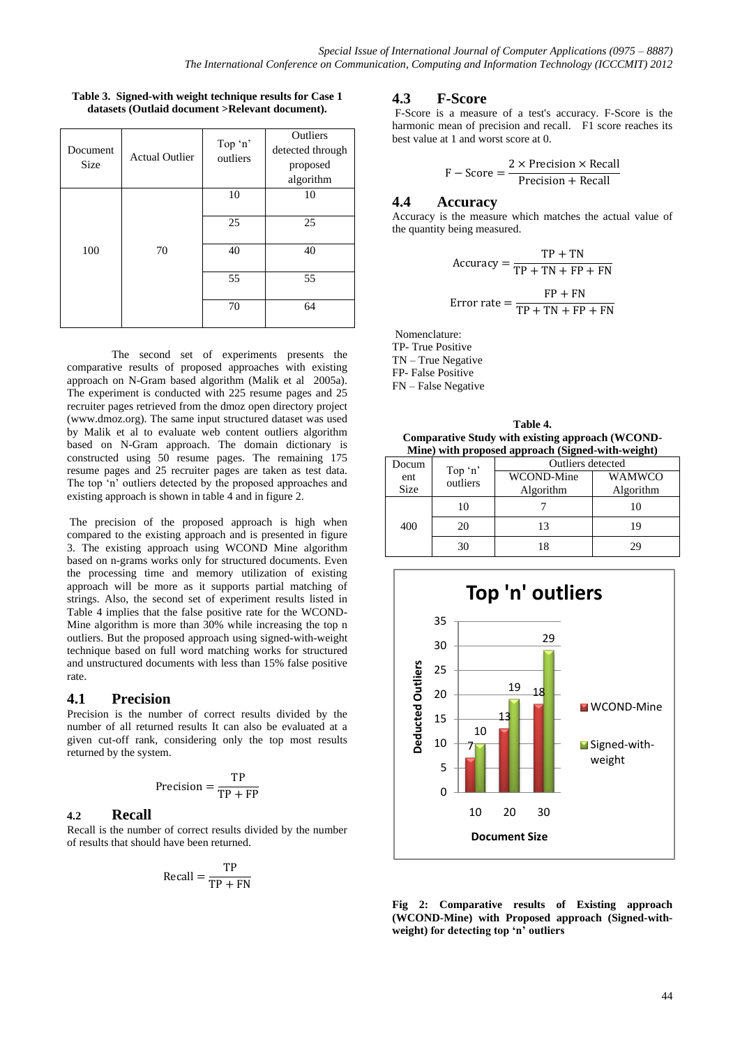**Table 3. Signed-with weight technique results for Case 1 datasets (Outlaid document >Relevant document).**

| Document Size | Actual Outlier | Top 'n' outliers | Outliers detected through proposed algorithm |
|---|---|---|---|
| 100 | 70 | 10 | 10 |
| | | 25 | 25 |
| | | 40 | 40 |
| | | 55 | 55 |
| | | 70 | 64 |

The second set of experiments presents the comparative results of proposed approaches with existing approach on N-Gram based algorithm (Malik et al 2005a). The experiment is conducted with 225 resume pages and 25 recruiter pages retrieved from the dmoz open directory project (www.dmoz.org). The same input structured dataset was used by Malik et al to evaluate web content outliers algorithm based on N-Gram approach. The domain dictionary is constructed using 50 resume pages. The remaining 175 resume pages and 25 recruiter pages are taken as test data. The top 'n' outliers detected by the proposed approaches and existing approach is shown in table 4 and in figure 2.

The precision of the proposed approach is high when compared to the existing approach and is presented in figure 3. The existing approach using WCOND Mine algorithm based on n-grams works only for structured documents. Even the processing time and memory utilization of existing approach will be more as it supports partial matching of strings. Also, the second set of experiment results listed in Table 4 implies that the false positive rate for the WCOND-Mine algorithm is more than 30% while increasing the top n outliers. But the proposed approach using signed-with-weight technique based on full word matching works for structured and unstructured documents with less than 15% false positive rate.

## 4.1 Precision

Precision is the number of correct results divided by the number of all returned results It can also be evaluated at a given cut-off rank, considering only the top most results returned by the system.

$$\text{Precision} = \frac{\text{TP}}{\text{TP} + \text{FP}}$$

## 4.2 Recall

Recall is the number of correct results divided by the number of results that should have been returned.

$$\text{Recall} = \frac{\text{TP}}{\text{TP} + \text{FN}}$$

## 4.3 F-Score

F-Score is a measure of a test's accuracy. F-Score is the harmonic mean of precision and recall. F1 score reaches its best value at 1 and worst score at 0.

$$\text{F} - \text{Score} = \frac{2 \times \text{Precision} \times \text{Recall}}{\text{Precision} + \text{Recall}}$$

## 4.4 Accuracy

Accuracy is the measure which matches the actual value of the quantity being measured.

$$\text{Accuracy} = \frac{\text{TP} + \text{TN}}{\text{TP} + \text{TN} + \text{FP} + \text{FN}}$$

$$\text{Error rate} = \frac{\text{FP} + \text{FN}}{\text{TP} + \text{TN} + \text{FP} + \text{FN}}$$

Nomenclature:
TP- True Positive
TN – True Negative
FP- False Positive
FN – False Negative

**Table 4. Comparative Study with existing approach (WCOND-Mine) with proposed approach (Signed-with-weight)**

| Document Size | Top 'n' outliers | Outliers detected | |
|---|---|---|---|
| | | WCOND-Mine Algorithm | WAMWCO Algorithm |
| 400 | 10 | 7 | 10 |
| | 20 | 13 | 19 |
| | 30 | 18 | 29 |

**Fig 2: Comparative results of Existing approach (WCOND-Mine) with Proposed approach (Signed-with-weight) for detecting top 'n' outliers**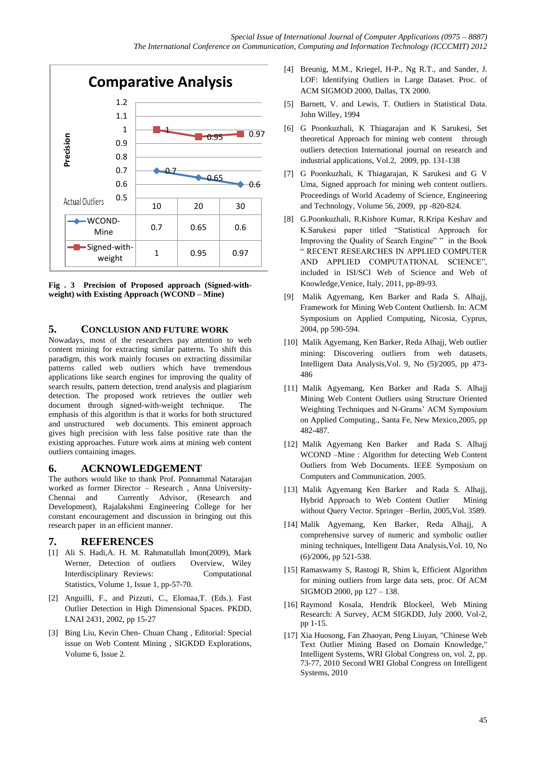Comparative Analysis

Precision

1.2
1.1
1
0.9
0.8
0.7
0.6
0.5

Actual Outliers

1 0.95 0.97
0.7 0.65 0.6

| Actual Outliers | 10 | 20 | 30 |
|---|---|---|---|
| WCOND-Mine | 0.7 | 0.65 | 0.6 |
| Signed-with-weight | 1 | 0.95 | 0.97 |

**Fig . 3 Precision of Proposed approach (Signed-with-weight) with Existing Approach (WCOND – Mine)**

## 5. CONCLUSION AND FUTURE WORK

Nowadays, most of the researchers pay attention to web content mining for extracting similar patterns. To shift this paradigm, this work mainly focuses on extracting dissimilar patterns called web outliers which have tremendous applications like search engines for improving the quality of search results, pattern detection, trend analysis and plagiarism detection. The proposed work retrieves the outlier web document through signed-with-weight technique. The emphasis of this algorithm is that it works for both structured and unstructured web documents. This eminent approach gives high precision with less false positive rate than the existing approaches. Future work aims at mining web content outliers containing images.

## 6. ACKNOWLEDGEMENT

The authors would like to thank Prof. Ponnammal Natarajan worked as former Director – Research , Anna University-Chennai and Currently Advisor, (Research and Development), Rajalakshmi Engineering College for her constant encouragement and discussion in bringing out this research paper in an efficient manner.

## 7. REFERENCES

[1] Ali S. Hadi,A. H. M. Rahmatullah Imon(2009), Mark Werner, Detection of outliers Overview, Wiley Interdisciplinary Reviews: Computational Statistics, Volume 1, Issue 1, pp-57-70.

[2] Anguilli, F., and Pizzuti, C., Elomaa,T. (Eds.). Fast Outlier Detection in High Dimensional Spaces. PKDD, LNAI 2431, 2002, pp 15-27

[3] Bing Liu, Kevin Chen- Chuan Chang , Editorial: Special issue on Web Content Mining , SIGKDD Explorations, Volume 6, Issue 2.

[4] Breunig, M.M., Kriegel, H-P., Ng R.T., and Sander, J. LOF: Identifying Outliers in Large Dataset. Proc. of ACM SIGMOD 2000, Dallas, TX 2000.

[5] Barnett, V. and Lewis, T. Outliers in Statistical Data. John Willey, 1994

[6] G Poonkuzhali, K Thiagarajan and K Sarukesi, Set theoretical Approach for mining web content through outliers detection International journal on research and industrial applications, Vol.2, 2009, pp. 131-138

[7] G Poonkuzhali, K Thiagarajan, K Sarukesi and G V Uma, Signed approach for mining web content outliers. Proceedings of World Academy of Science, Engineering and Technology, Volume 56, 2009, pp -820-824.

[8] G.Poonkuzhali, R.Kishore Kumar, R.Kripa Keshav and K.Sarukesi paper titled "Statistical Approach for Improving the Quality of Search Engine" " in the Book " RECENT RESEARCHES IN APPLIED COMPUTER AND APPLIED COMPUTATIONAL SCIENCE", included in ISI/SCI Web of Science and Web of Knowledge,Venice, Italy, 2011, pp-89-93.

[9] Malik Agyemang, Ken Barker and Rada S. Alhajj, Framework for Mining Web Content Outliersb. In: ACM Symposium on Applied Computing, Nicosia, Cyprus, 2004, pp 590-594.

[10] Malik Agyemang, Ken Barker, Reda Alhajj, Web outlier mining: Discovering outliers from web datasets, Intelligent Data Analysis,Vol. 9, No (5)/2005, pp 473-486

[11] Malik Agyemang, Ken Barker and Rada S. Alhajj Mining Web Content Outliers using Structure Oriented Weighting Techniques and N-Grams' ACM Symposium on Applied Computing., Santa Fe, New Mexico,2005, pp 482-487.

[12] Malik Agyemang Ken Barker and Rada S. Alhajj WCOND –Mine : Algorithm for detecting Web Content Outliers from Web Documents. IEEE Symposium on Computers and Communication. 2005.

[13] Malik Agyemang Ken Barker and Rada S. Alhajj, Hybrid Approach to Web Content Outlier Mining without Query Vector. Springer –Berlin, 2005,Vol. 3589.

[14] Malik Agyemang, Ken Barker, Reda Alhajj, A comprehensive survey of numeric and symbolic outlier mining techniques, Intelligent Data Analysis,Vol. 10, No (6)/2006, pp 521-538.

[15] Ramaswamy S, Rastogi R, Shim k, Efficient Algorithm for mining outliers from large data sets, proc. Of ACM SIGMOD 2000, pp 127 – 138.

[16] Raymond Kosala, Hendrik Blockeel, Web Mining Research: A Survey, ACM SIGKDD, July 2000, Vol-2, pp 1-15.

[17] Xia Huosong, Fan Zhaoyan, Peng Liuyan, "Chinese Web Text Outlier Mining Based on Domain Knowledge," Intelligent Systems, WRI Global Congress on, vol. 2, pp. 73-77, 2010 Second WRI Global Congress on Intelligent Systems, 2010